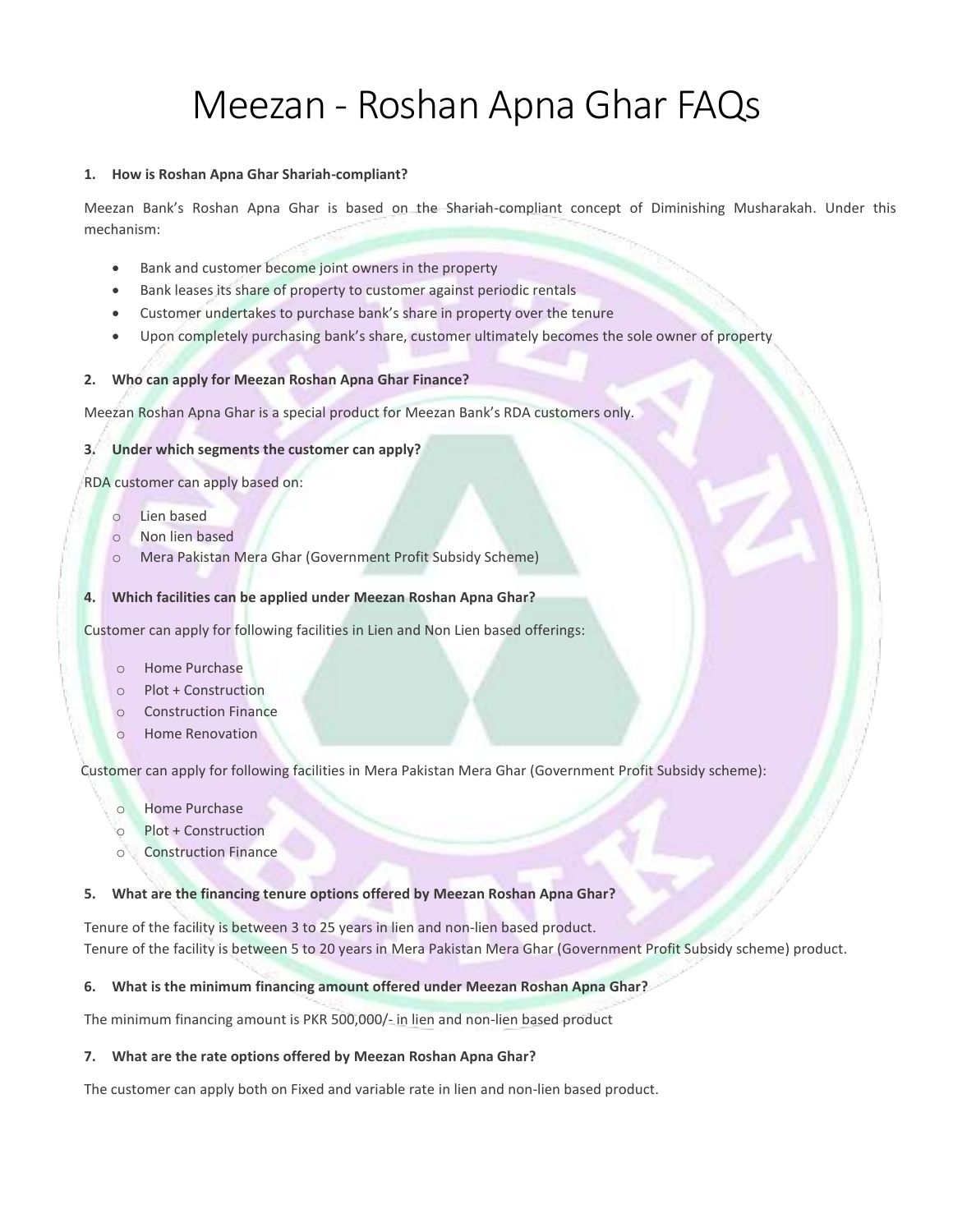# Meezan - Roshan Apna Ghar FAQs

**1. How is Roshan Apna Ghar Shariah-compliant?**

Meezan Bank's Roshan Apna Ghar is based on the Shariah-compliant concept of Diminishing Musharakah. Under this mechanism:

- Bank and customer become joint owners in the property
- Bank leases its share of property to customer against periodic rentals
- Customer undertakes to purchase bank's share in property over the tenure
- Upon completely purchasing bank's share, customer ultimately becomes the sole owner of property

**2. Who can apply for Meezan Roshan Apna Ghar Finance?**

Meezan Roshan Apna Ghar is a special product for Meezan Bank's RDA customers only.

**3. Under which segments the customer can apply?**

RDA customer can apply based on:

- Lien based
- Non lien based
- Mera Pakistan Mera Ghar (Government Profit Subsidy Scheme)

**4. Which facilities can be applied under Meezan Roshan Apna Ghar?**

Customer can apply for following facilities in Lien and Non Lien based offerings:

- Home Purchase
- Plot + Construction
- Construction Finance
- Home Renovation

Customer can apply for following facilities in Mera Pakistan Mera Ghar (Government Profit Subsidy scheme):

- Home Purchase
- Plot + Construction
- Construction Finance

**5. What are the financing tenure options offered by Meezan Roshan Apna Ghar?**

Tenure of the facility is between 3 to 25 years in lien and non-lien based product.
Tenure of the facility is between 5 to 20 years in Mera Pakistan Mera Ghar (Government Profit Subsidy scheme) product.

**6. What is the minimum financing amount offered under Meezan Roshan Apna Ghar?**

The minimum financing amount is PKR 500,000/- in lien and non-lien based product

**7. What are the rate options offered by Meezan Roshan Apna Ghar?**

The customer can apply both on Fixed and variable rate in lien and non-lien based product.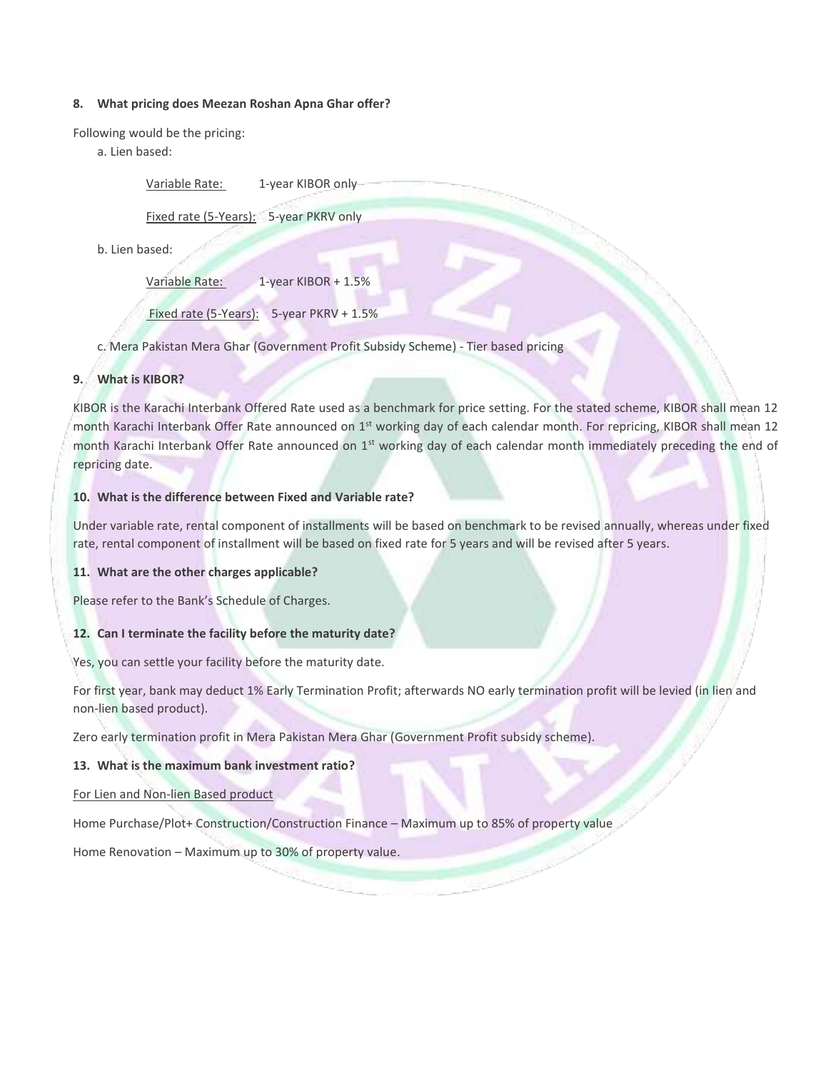**8. What pricing does Meezan Roshan Apna Ghar offer?**

Following would be the pricing:

a. Lien based:

Variable Rate: 1-year KIBOR only

Fixed rate (5-Years): 5-year PKRV only

b. Lien based:

Variable Rate: 1-year KIBOR + 1.5%

Fixed rate (5-Years): 5-year PKRV + 1.5%

c. Mera Pakistan Mera Ghar (Government Profit Subsidy Scheme) - Tier based pricing

**9. What is KIBOR?**

KIBOR is the Karachi Interbank Offered Rate used as a benchmark for price setting. For the stated scheme, KIBOR shall mean 12 month Karachi Interbank Offer Rate announced on 1st working day of each calendar month. For repricing, KIBOR shall mean 12 month Karachi Interbank Offer Rate announced on 1st working day of each calendar month immediately preceding the end of repricing date.

**10. What is the difference between Fixed and Variable rate?**

Under variable rate, rental component of installments will be based on benchmark to be revised annually, whereas under fixed rate, rental component of installment will be based on fixed rate for 5 years and will be revised after 5 years.

**11. What are the other charges applicable?**

Please refer to the Bank's Schedule of Charges.

**12. Can I terminate the facility before the maturity date?**

Yes, you can settle your facility before the maturity date.

For first year, bank may deduct 1% Early Termination Profit; afterwards NO early termination profit will be levied (in lien and non-lien based product).

Zero early termination profit in Mera Pakistan Mera Ghar (Government Profit subsidy scheme).

**13. What is the maximum bank investment ratio?**

For Lien and Non-lien Based product

Home Purchase/Plot+ Construction/Construction Finance – Maximum up to 85% of property value

Home Renovation – Maximum up to 30% of property value.